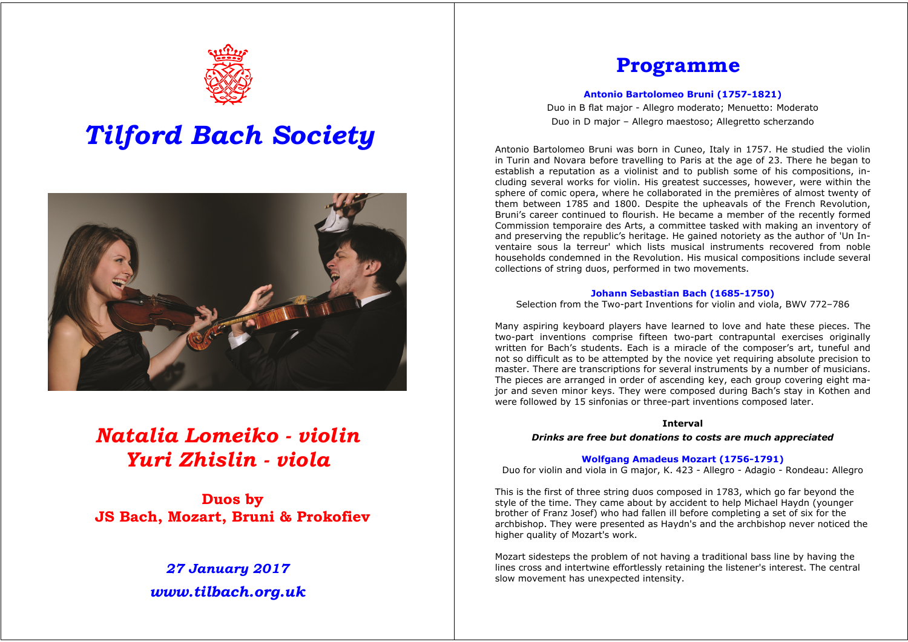# Tilford Bach Society

## Natalia Lomeiko - violin
## Yuri Zhislin - viola

**Duos by**
**JS Bach, Mozart, Bruni & Prokofiev**

***27 January 2017***
***www.tilbach.org.uk***

# Programme

**Antonio Bartolomeo Bruni (1757-1821)**

Duo in B flat major - Allegro moderato; Menuetto: Moderato
Duo in D major – Allegro maestoso; Allegretto scherzando

Antonio Bartolomeo Bruni was born in Cuneo, Italy in 1757. He studied the violin in Turin and Novara before travelling to Paris at the age of 23. There he began to establish a reputation as a violinist and to publish some of his compositions, including several works for violin. His greatest successes, however, were within the sphere of comic opera, where he collaborated in the premières of almost twenty of them between 1785 and 1800. Despite the upheavals of the French Revolution, Bruni's career continued to flourish. He became a member of the recently formed Commission temporaire des Arts, a committee tasked with making an inventory of and preserving the republic's heritage. He gained notoriety as the author of 'Un Inventaire sous la terreur' which lists musical instruments recovered from noble households condemned in the Revolution. His musical compositions include several collections of string duos, performed in two movements.

**Johann Sebastian Bach (1685-1750)**

Selection from the Two-part Inventions for violin and viola, BWV 772–786

Many aspiring keyboard players have learned to love and hate these pieces. The two-part inventions comprise fifteen two-part contrapuntal exercises originally written for Bach's students. Each is a miracle of the composer's art, tuneful and not so difficult as to be attempted by the novice yet requiring absolute precision to master. There are transcriptions for several instruments by a number of musicians. The pieces are arranged in order of ascending key, each group covering eight major and seven minor keys. They were composed during Bach's stay in Kothen and were followed by 15 sinfonias or three-part inventions composed later.

**Interval**

***Drinks are free but donations to costs are much appreciated***

**Wolfgang Amadeus Mozart (1756-1791)**

Duo for violin and viola in G major, K. 423 - Allegro - Adagio - Rondeau: Allegro

This is the first of three string duos composed in 1783, which go far beyond the style of the time. They came about by accident to help Michael Haydn (younger brother of Franz Josef) who had fallen ill before completing a set of six for the archbishop. They were presented as Haydn's and the archbishop never noticed the higher quality of Mozart's work.

Mozart sidesteps the problem of not having a traditional bass line by having the lines cross and intertwine effortlessly retaining the listener's interest. The central slow movement has unexpected intensity.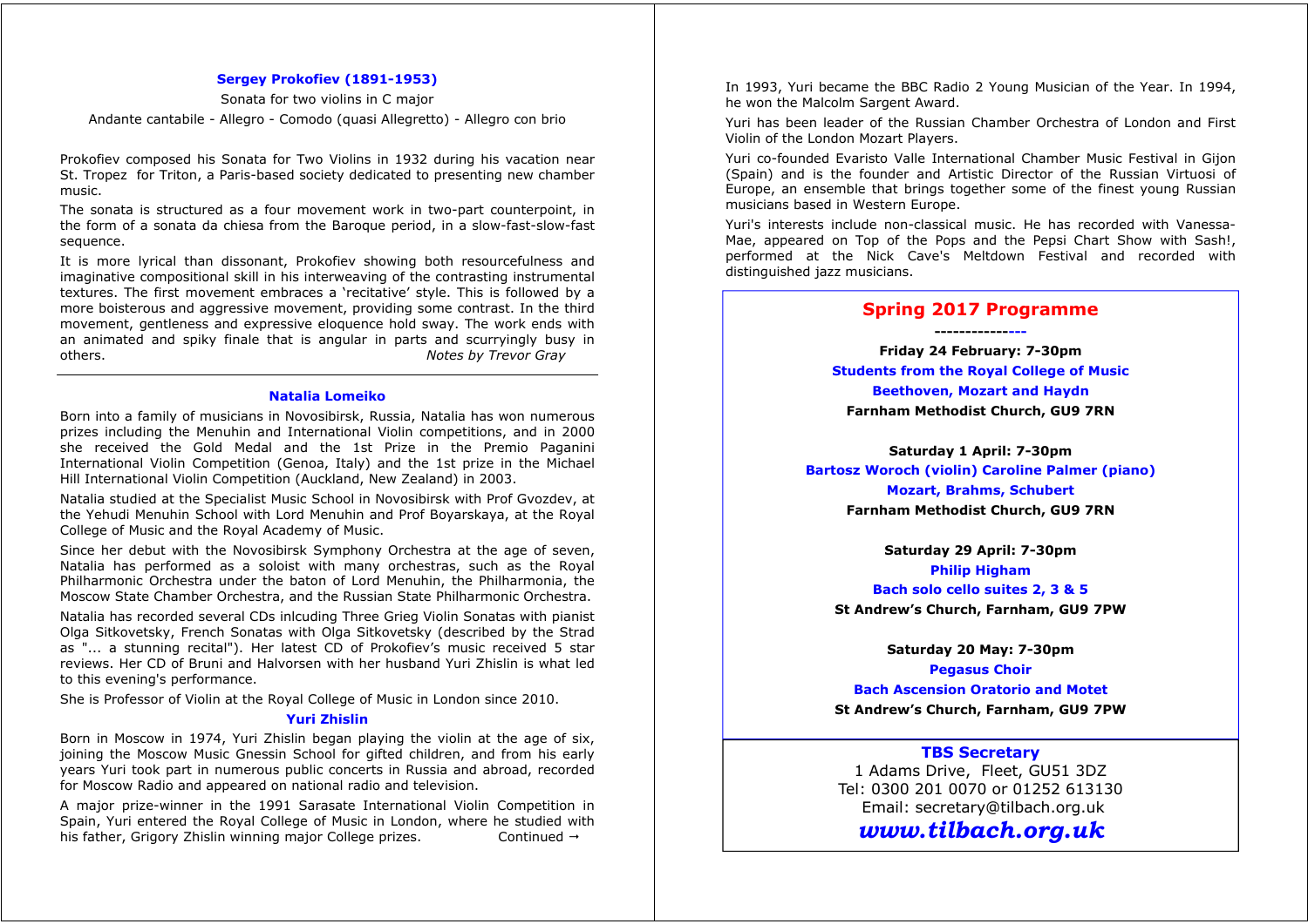### Sergey Prokofiev (1891-1953)

Sonata for two violins in C major

Andante cantabile - Allegro - Comodo (quasi Allegretto) - Allegro con brio

Prokofiev composed his Sonata for Two Violins in 1932 during his vacation near St. Tropez for Triton, a Paris-based society dedicated to presenting new chamber music.

The sonata is structured as a four movement work in two-part counterpoint, in the form of a sonata da chiesa from the Baroque period, in a slow-fast-slow-fast sequence.

It is more lyrical than dissonant, Prokofiev showing both resourcefulness and imaginative compositional skill in his interweaving of the contrasting instrumental textures. The first movement embraces a 'recitative' style. This is followed by a more boisterous and aggressive movement, providing some contrast. In the third movement, gentleness and expressive eloquence hold sway. The work ends with an animated and spiky finale that is angular in parts and scurryingly busy in others.

*Notes by Trevor Gray*

---

### Natalia Lomeiko

Born into a family of musicians in Novosibirsk, Russia, Natalia has won numerous prizes including the Menuhin and International Violin competitions, and in 2000 she received the Gold Medal and the 1st Prize in the Premio Paganini International Violin Competition (Genoa, Italy) and the 1st prize in the Michael Hill International Violin Competition (Auckland, New Zealand) in 2003.

Natalia studied at the Specialist Music School in Novosibirsk with Prof Gvozdev, at the Yehudi Menuhin School with Lord Menuhin and Prof Boyarskaya, at the Royal College of Music and the Royal Academy of Music.

Since her debut with the Novosibirsk Symphony Orchestra at the age of seven, Natalia has performed as a soloist with many orchestras, such as the Royal Philharmonic Orchestra under the baton of Lord Menuhin, the Philharmonia, the Moscow State Chamber Orchestra, and the Russian State Philharmonic Orchestra.

Natalia has recorded several CDs inlcuding Three Grieg Violin Sonatas with pianist Olga Sitkovetsky, French Sonatas with Olga Sitkovetsky (described by the Strad as "... a stunning recital"). Her latest CD of Prokofiev's music received 5 star reviews. Her CD of Bruni and Halvorsen with her husband Yuri Zhislin is what led to this evening's performance.

She is Professor of Violin at the Royal College of Music in London since 2010.

### Yuri Zhislin

Born in Moscow in 1974, Yuri Zhislin began playing the violin at the age of six, joining the Moscow Music Gnessin School for gifted children, and from his early years Yuri took part in numerous public concerts in Russia and abroad, recorded for Moscow Radio and appeared on national radio and television.

A major prize-winner in the 1991 Sarasate International Violin Competition in Spain, Yuri entered the Royal College of Music in London, where he studied with his father, Grigory Zhislin winning major College prizes.

In 1993, Yuri became the BBC Radio 2 Young Musician of the Year. In 1994, he won the Malcolm Sargent Award.

Yuri has been leader of the Russian Chamber Orchestra of London and First Violin of the London Mozart Players.

Yuri co-founded Evaristo Valle International Chamber Music Festival in Gijon (Spain) and is the founder and Artistic Director of the Russian Virtuosi of Europe, an ensemble that brings together some of the finest young Russian musicians based in Western Europe.

Yuri's interests include non-classical music. He has recorded with Vanessa-Mae, appeared on Top of the Pops and the Pepsi Chart Show with Sash!, performed at the Nick Cave's Meltdown Festival and recorded with distinguished jazz musicians.

## Spring 2017 Programme

---

**Friday 24 February: 7-30pm**
**Students from the Royal College of Music**
**Beethoven, Mozart and Haydn**
**Farnham Methodist Church, GU9 7RN**

**Saturday 1 April: 7-30pm**
**Bartosz Woroch (violin) Caroline Palmer (piano)**
**Mozart, Brahms, Schubert**
**Farnham Methodist Church, GU9 7RN**

**Saturday 29 April: 7-30pm**
**Philip Higham**
**Bach solo cello suites 2, 3 & 5**
**St Andrew's Church, Farnham, GU9 7PW**

**Saturday 20 May: 7-30pm**
**Pegasus Choir**
**Bach Ascension Oratorio and Motet**
**St Andrew's Church, Farnham, GU9 7PW**

### TBS Secretary

1 Adams Drive, Fleet, GU51 3DZ
Tel: 0300 201 0070 or 01252 613130
Email: secretary@tilbach.org.uk

***www.tilbach.org.uk***